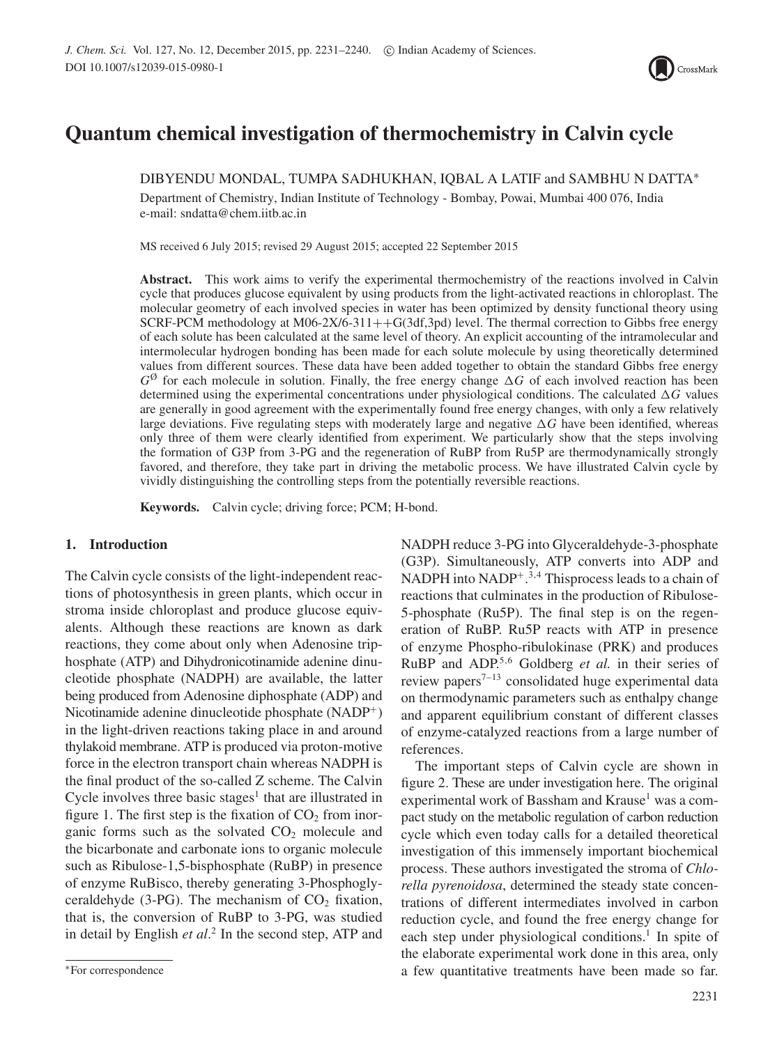# Quantum chemical investigation of thermochemistry in Calvin cycle

DIBYENDU MONDAL, TUMPA SADHUKHAN, IQBAL A LATIF and SAMBHU N DATTA*

Department of Chemistry, Indian Institute of Technology - Bombay, Powai, Mumbai 400 076, India
e-mail: sndatta@chem.iitb.ac.in

MS received 6 July 2015; revised 29 August 2015; accepted 22 September 2015

**Abstract.** This work aims to verify the experimental thermochemistry of the reactions involved in Calvin cycle that produces glucose equivalent by using products from the light-activated reactions in chloroplast. The molecular geometry of each involved species in water has been optimized by density functional theory using SCRF-PCM methodology at M06-2X/6-311++G(3df,3pd) level. The thermal correction to Gibbs free energy of each solute has been calculated at the same level of theory. An explicit accounting of the intramolecular and intermolecular hydrogen bonding has been made for each solute molecule by using theoretically determined values from different sources. These data have been added together to obtain the standard Gibbs free energy $G^{Ø}$ for each molecule in solution. Finally, the free energy change $\Delta G$ of each involved reaction has been determined using the experimental concentrations under physiological conditions. The calculated $\Delta G$ values are generally in good agreement with the experimentally found free energy changes, with only a few relatively large deviations. Five regulating steps with moderately large and negative $\Delta G$ have been identified, whereas only three of them were clearly identified from experiment. We particularly show that the steps involving the formation of G3P from 3-PG and the regeneration of RuBP from Ru5P are thermodynamically strongly favored, and therefore, they take part in driving the metabolic process. We have illustrated Calvin cycle by vividly distinguishing the controlling steps from the potentially reversible reactions.

**Keywords.** Calvin cycle; driving force; PCM; H-bond.

## 1. Introduction

The Calvin cycle consists of the light-independent reactions of photosynthesis in green plants, which occur in stroma inside chloroplast and produce glucose equivalents. Although these reactions are known as dark reactions, they come about only when Adenosine triphosphate (ATP) and Dihydronicotinamide adenine dinucleotide phosphate (NADPH) are available, the latter being produced from Adenosine diphosphate (ADP) and Nicotinamide adenine dinucleotide phosphate ($NADP^+$) in the light-driven reactions taking place in and around thylakoid membrane. ATP is produced via proton-motive force in the electron transport chain whereas NADPH is the final product of the so-called Z scheme. The Calvin Cycle involves three basic stages[1] that are illustrated in figure 1. The first step is the fixation of $CO_2$ from inorganic forms such as the solvated $CO_2$ molecule and the bicarbonate and carbonate ions to organic molecule such as Ribulose-1,5-bisphosphate (RuBP) in presence of enzyme RuBisco, thereby generating 3-Phosphoglyceraldehyde (3-PG). The mechanism of $CO_2$ fixation, that is, the conversion of RuBP to 3-PG, was studied in detail by English *et al.*[2] In the second step, ATP and NADPH reduce 3-PG into Glyceraldehyde-3-phosphate (G3P). Simultaneously, ATP converts into ADP and NADPH into $NADP^+$.[3,4] Thisprocess leads to a chain of reactions that culminates in the production of Ribulose-5-phosphate (Ru5P). The final step is on the regeneration of RuBP. Ru5P reacts with ATP in presence of enzyme Phospho-ribulokinase (PRK) and produces RuBP and ADP.[5,6] Goldberg *et al.* in their series of review papers[7–13] consolidated huge experimental data on thermodynamic parameters such as enthalpy change and apparent equilibrium constant of different classes of enzyme-catalyzed reactions from a large number of references.

The important steps of Calvin cycle are shown in figure 2. These are under investigation here. The original experimental work of Bassham and Krause[1] was a compact study on the metabolic regulation of carbon reduction cycle which even today calls for a detailed theoretical investigation of this immensely important biochemical process. These authors investigated the stroma of *Chlorella pyrenoidosa*, determined the steady state concentrations of different intermediates involved in carbon reduction cycle, and found the free energy change for each step under physiological conditions.[1] In spite of the elaborate experimental work done in this area, only a few quantitative treatments have been made so far.

*For correspondence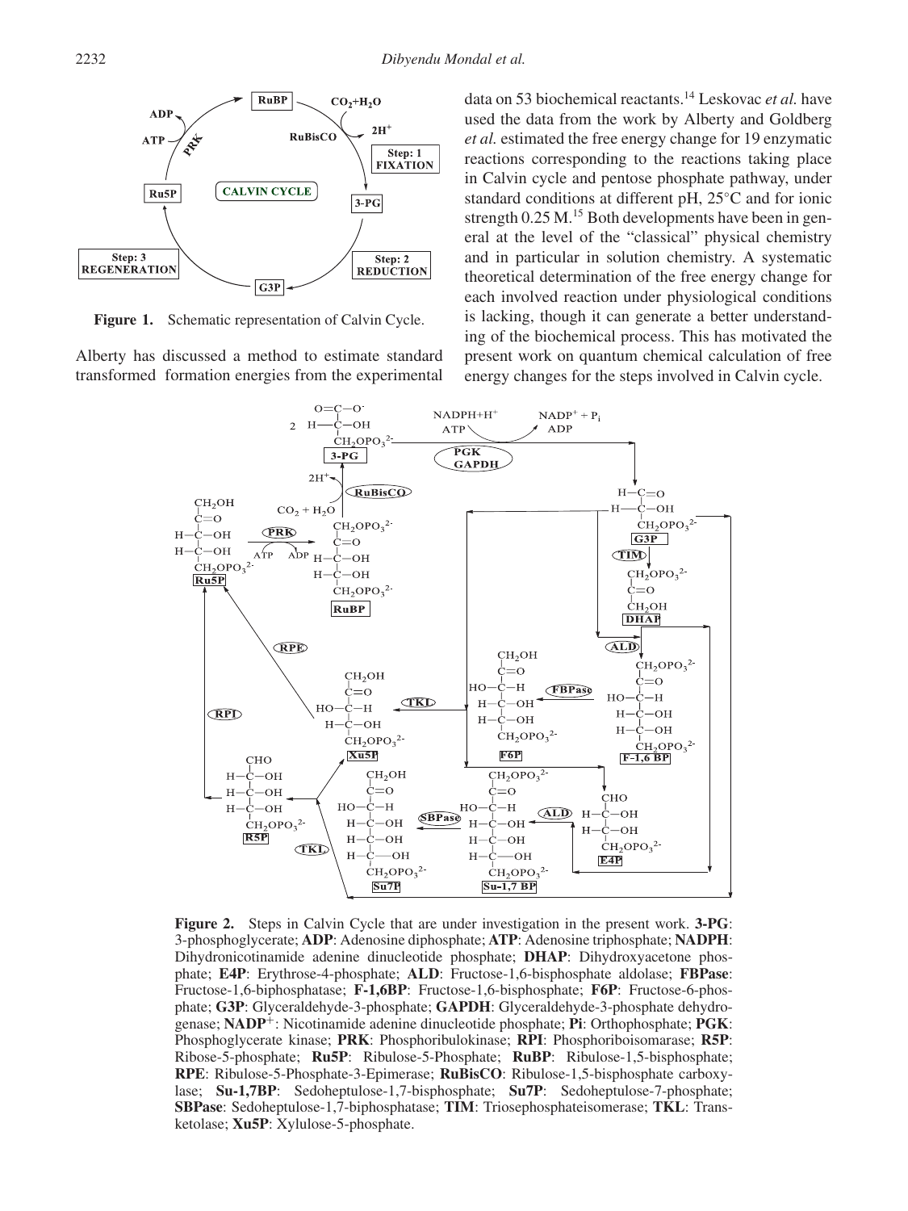Figure 1. Schematic representation of Calvin Cycle.

Alberty has discussed a method to estimate standard transformed formation energies from the experimental data on 53 biochemical reactants.[14] Leskovac *et al.* have used the data from the work by Alberty and Goldberg *et al.* estimated the free energy change for 19 enzymatic reactions corresponding to the reactions taking place in Calvin cycle and pentose phosphate pathway, under standard conditions at different pH, 25°C and for ionic strength 0.25 M.[15] Both developments have been in general at the level of the "classical" physical chemistry and in particular in solution chemistry. A systematic theoretical determination of the free energy change for each involved reaction under physiological conditions is lacking, though it can generate a better understanding of the biochemical process. This has motivated the present work on quantum chemical calculation of free energy changes for the steps involved in Calvin cycle.

**Figure 2.** Steps in Calvin Cycle that are under investigation in the present work. **3-PG**: 3-phosphoglycerate; **ADP**: Adenosine diphosphate; **ATP**: Adenosine triphosphate; **NADPH**: Dihydronicotinamide adenine dinucleotide phosphate; **DHAP**: Dihydroxyacetone phosphate; **E4P**: Erythrose-4-phosphate; **ALD**: Fructose-1,6-bisphosphate aldolase; **FBPase**: Fructose-1,6-biphosphatase; **F-1,6BP**: Fructose-1,6-bisphosphate; **F6P**: Fructose-6-phosphate; **G3P**: Glyceraldehyde-3-phosphate; **GAPDH**: Glyceraldehyde-3-phosphate dehydrogenase; **NADP**$^+$: Nicotinamide adenine dinucleotide phosphate; **Pi**: Orthophosphate; **PGK**: Phosphoglycerate kinase; **PRK**: Phosphoribulokinase; **RPI**: Phosphoriboisomarase; **R5P**: Ribose-5-phosphate; **Ru5P**: Ribulose-5-Phosphate; **RuBP**: Ribulose-1,5-bisphosphate; **RPE**: Ribulose-5-Phosphate-3-Epimerase; **RuBisCO**: Ribulose-1,5-bisphosphate carboxylase; **Su-1,7BP**: Sedoheptulose-1,7-bisphosphate; **Su7P**: Sedoheptulose-7-phosphate; **SBPase**: Sedoheptulose-1,7-biphosphatase; **TIM**: Triosephosphateisomerase; **TKL**: Transketolase; **Xu5P**: Xylulose-5-phosphate.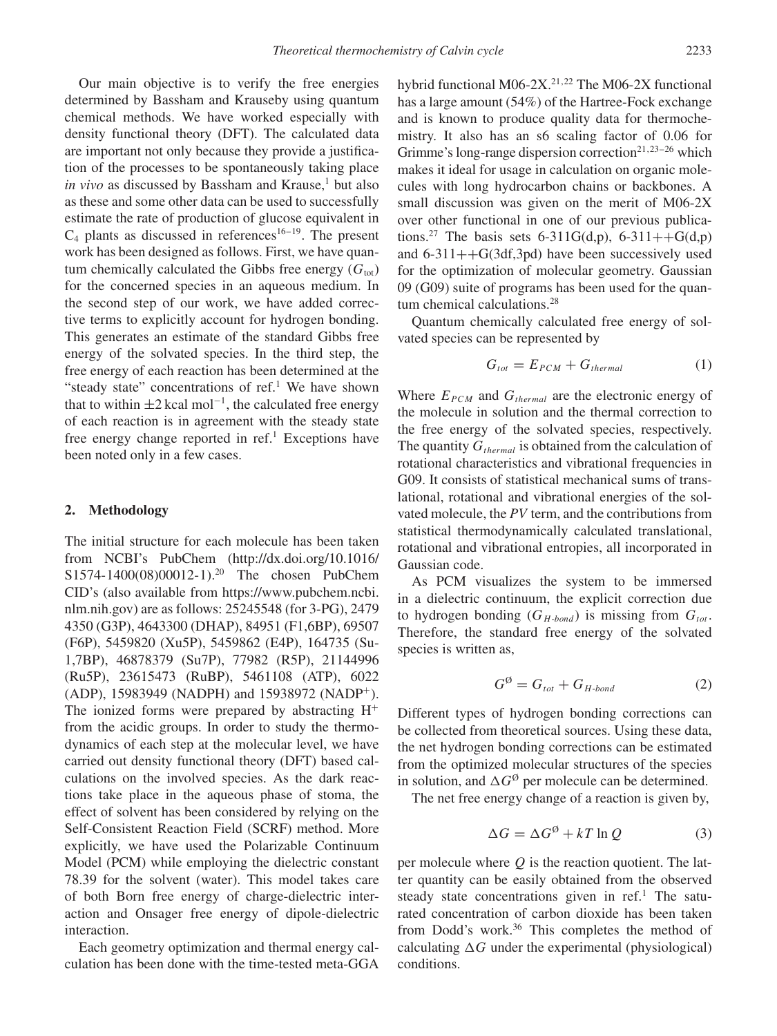Our main objective is to verify the free energies determined by Bassham and Krauseby using quantum chemical methods. We have worked especially with density functional theory (DFT). The calculated data are important not only because they provide a justification of the processes to be spontaneously taking place *in vivo* as discussed by Bassham and Krause,[1] but also as these and some other data can be used to successfully estimate the rate of production of glucose equivalent in $C_4$ plants as discussed in references[16–19]. The present work has been designed as follows. First, we have quantum chemically calculated the Gibbs free energy ($G_{tot}$) for the concerned species in an aqueous medium. In the second step of our work, we have added corrective terms to explicitly account for hydrogen bonding. This generates an estimate of the standard Gibbs free energy of the solvated species. In the third step, the free energy of each reaction has been determined at the "steady state" concentrations of ref.[1] We have shown that to within $\pm 2$ kcal mol$^{-1}$, the calculated free energy of each reaction is in agreement with the steady state free energy change reported in ref.[1] Exceptions have been noted only in a few cases.

## 2. Methodology

The initial structure for each molecule has been taken from NCBI's PubChem (http://dx.doi.org/10.1016/S1574-1400(08)00012-1).[20] The chosen PubChem CID's (also available from https://www.pubchem.ncbi.nlm.nih.gov) are as follows: 25245548 (for 3-PG), 2479 4350 (G3P), 4643300 (DHAP), 84951 (F1,6BP), 69507 (F6P), 5459820 (Xu5P), 5459862 (E4P), 164735 (Su-1,7BP), 46878379 (Su7P), 77982 (R5P), 21144996 (Ru5P), 23615473 (RuBP), 5461108 (ATP), 6022 (ADP), 15983949 (NADPH) and 15938972 (NADP$^+$). The ionized forms were prepared by abstracting $H^+$ from the acidic groups. In order to study the thermodynamics of each step at the molecular level, we have carried out density functional theory (DFT) based calculations on the involved species. As the dark reactions take place in the aqueous phase of stoma, the effect of solvent has been considered by relying on the Self-Consistent Reaction Field (SCRF) method. More explicitly, we have used the Polarizable Continuum Model (PCM) while employing the dielectric constant 78.39 for the solvent (water). This model takes care of both Born free energy of charge-dielectric interaction and Onsager free energy of dipole-dielectric interaction.

Each geometry optimization and thermal energy calculation has been done with the time-tested meta-GGA hybrid functional M06-2X.[21,22] The M06-2X functional has a large amount (54%) of the Hartree-Fock exchange and is known to produce quality data for thermochemistry. It also has an s6 scaling factor of 0.06 for Grimme's long-range dispersion correction[21,23–26] which makes it ideal for usage in calculation on organic molecules with long hydrocarbon chains or backbones. A small discussion was given on the merit of M06-2X over other functional in one of our previous publications.[27] The basis sets 6-311G(d,p), 6-311++G(d,p) and 6-311++G(3df,3pd) have been successively used for the optimization of molecular geometry. Gaussian 09 (G09) suite of programs has been used for the quantum chemical calculations.[28]

Quantum chemically calculated free energy of solvated species can be represented by

$$G_{tot} = E_{PCM} + G_{thermal} \tag{1}$$

Where $E_{PCM}$ and $G_{thermal}$ are the electronic energy of the molecule in solution and the thermal correction to the free energy of the solvated species, respectively. The quantity $G_{thermal}$ is obtained from the calculation of rotational characteristics and vibrational frequencies in G09. It consists of statistical mechanical sums of translational, rotational and vibrational energies of the solvated molecule, the *PV* term, and the contributions from statistical thermodynamically calculated translational, rotational and vibrational entropies, all incorporated in Gaussian code.

As PCM visualizes the system to be immersed in a dielectric continuum, the explicit correction due to hydrogen bonding ($G_{H\text{-}bond}$) is missing from $G_{tot}$. Therefore, the standard free energy of the solvated species is written as,

$$G^{\varnothing} = G_{tot} + G_{H\text{-}bond} \tag{2}$$

Different types of hydrogen bonding corrections can be collected from theoretical sources. Using these data, the net hydrogen bonding corrections can be estimated from the optimized molecular structures of the species in solution, and $\Delta G^{\varnothing}$ per molecule can be determined.

The net free energy change of a reaction is given by,

$$\Delta G = \Delta G^{\varnothing} + kT \ln Q \tag{3}$$

per molecule where $Q$ is the reaction quotient. The latter quantity can be easily obtained from the observed steady state concentrations given in ref.[1] The saturated concentration of carbon dioxide has been taken from Dodd's work.[36] This completes the method of calculating $\Delta G$ under the experimental (physiological) conditions.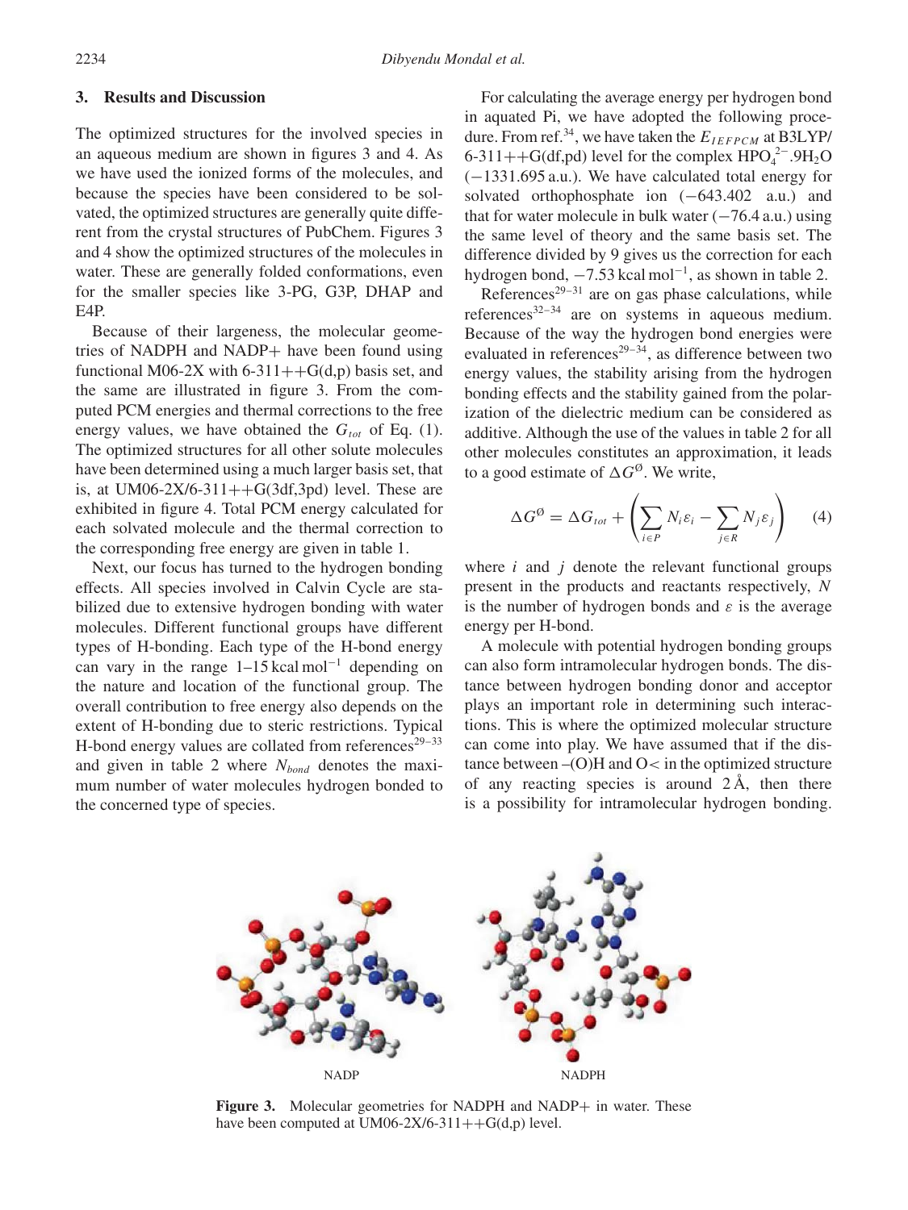## 3. Results and Discussion

The optimized structures for the involved species in an aqueous medium are shown in figures 3 and 4. As we have used the ionized forms of the molecules, and because the species have been considered to be solvated, the optimized structures are generally quite different from the crystal structures of PubChem. Figures 3 and 4 show the optimized structures of the molecules in water. These are generally folded conformations, even for the smaller species like 3-PG, G3P, DHAP and E4P.

Because of their largeness, the molecular geometries of NADPH and NADP+ have been found using functional M06-2X with 6-311++G(d,p) basis set, and the same are illustrated in figure 3. From the computed PCM energies and thermal corrections to the free energy values, we have obtained the $G_{tot}$ of Eq. (1). The optimized structures for all other solute molecules have been determined using a much larger basis set, that is, at UM06-2X/6-311++G(3df,3pd) level. These are exhibited in figure 4. Total PCM energy calculated for each solvated molecule and the thermal correction to the corresponding free energy are given in table 1.

Next, our focus has turned to the hydrogen bonding effects. All species involved in Calvin Cycle are stabilized due to extensive hydrogen bonding with water molecules. Different functional groups have different types of H-bonding. Each type of the H-bond energy can vary in the range 1–15 kcal mol$^{-1}$ depending on the nature and location of the functional group. The overall contribution to free energy also depends on the extent of H-bonding due to steric restrictions. Typical H-bond energy values are collated from references[29–33] and given in table 2 where $N_{bond}$ denotes the maximum number of water molecules hydrogen bonded to the concerned type of species.

For calculating the average energy per hydrogen bond in aquated Pi, we have adopted the following procedure. From ref.[34], we have taken the $E_{IEFPCM}$ at B3LYP/6-311++G(df,pd) level for the complex $HPO_4^{2-}.9H_2O$ (−1331.695 a.u.). We have calculated total energy for solvated orthophosphate ion (−643.402 a.u.) and that for water molecule in bulk water (−76.4 a.u.) using the same level of theory and the same basis set. The difference divided by 9 gives us the correction for each hydrogen bond, −7.53 kcal mol$^{-1}$, as shown in table 2.

References[29–31] are on gas phase calculations, while references[32–34] are on systems in aqueous medium. Because of the way the hydrogen bond energies were evaluated in references[29–34], as difference between two energy values, the stability arising from the hydrogen bonding effects and the stability gained from the polarization of the dielectric medium can be considered as additive. Although the use of the values in table 2 for all other molecules constitutes an approximation, it leads to a good estimate of $\Delta G^{\emptyset}$. We write,

$$\Delta G^{\emptyset} = \Delta G_{tot} + \left( \sum_{i \in P} N_i \varepsilon_i - \sum_{j \in R} N_j \varepsilon_j \right) \qquad (4)$$

where $i$ and $j$ denote the relevant functional groups present in the products and reactants respectively, $N$ is the number of hydrogen bonds and $\varepsilon$ is the average energy per H-bond.

A molecule with potential hydrogen bonding groups can also form intramolecular hydrogen bonds. The distance between hydrogen bonding donor and acceptor plays an important role in determining such interactions. This is where the optimized molecular structure can come into play. We have assumed that if the distance between –(O)H and O< in the optimized structure of any reacting species is around 2 Å, then there is a possibility for intramolecular hydrogen bonding.

NADP NADPH

**Figure 3.** Molecular geometries for NADPH and NADP+ in water. These have been computed at UM06-2X/6-311++G(d,p) level.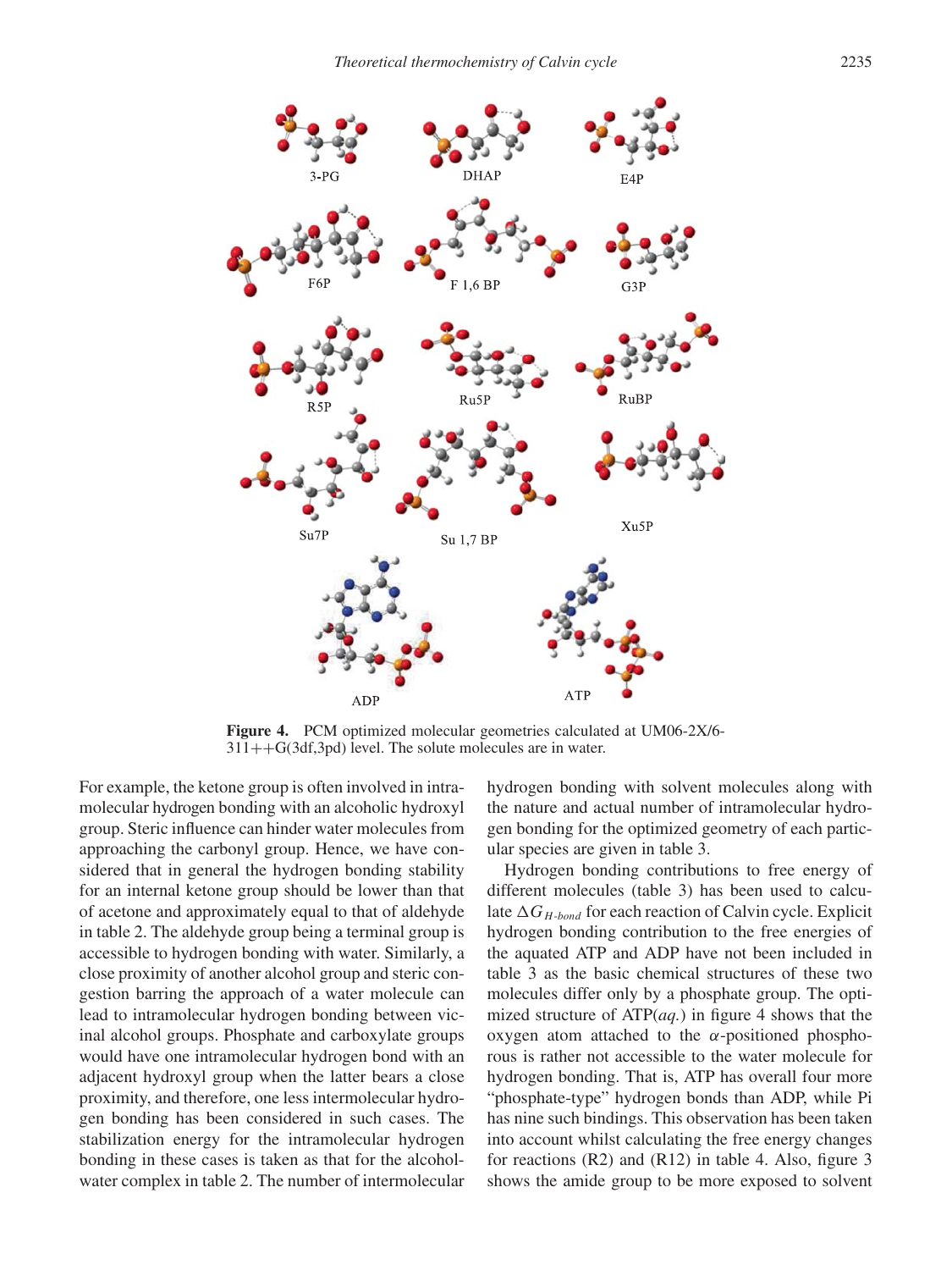**Figure 4.** PCM optimized molecular geometries calculated at UM06-2X/6-311++G(3df,3pd) level. The solute molecules are in water.

For example, the ketone group is often involved in intramolecular hydrogen bonding with an alcoholic hydroxyl group. Steric influence can hinder water molecules from approaching the carbonyl group. Hence, we have considered that in general the hydrogen bonding stability for an internal ketone group should be lower than that of acetone and approximately equal to that of aldehyde in table 2. The aldehyde group being a terminal group is accessible to hydrogen bonding with water. Similarly, a close proximity of another alcohol group and steric congestion barring the approach of a water molecule can lead to intramolecular hydrogen bonding between vicinal alcohol groups. Phosphate and carboxylate groups would have one intramolecular hydrogen bond with an adjacent hydroxyl group when the latter bears a close proximity, and therefore, one less intermolecular hydrogen bonding has been considered in such cases. The stabilization energy for the intramolecular hydrogen bonding in these cases is taken as that for the alcohol-water complex in table 2. The number of intermolecular hydrogen bonding with solvent molecules along with the nature and actual number of intramolecular hydrogen bonding for the optimized geometry of each particular species are given in table 3.

Hydrogen bonding contributions to free energy of different molecules (table 3) has been used to calculate $\Delta G_{H\text{-}bond}$ for each reaction of Calvin cycle. Explicit hydrogen bonding contribution to the free energies of the aquated ATP and ADP have not been included in table 3 as the basic chemical structures of these two molecules differ only by a phosphate group. The optimized structure of ATP(*aq.*) in figure 4 shows that the oxygen atom attached to the $\alpha$-positioned phosphorous is rather not accessible to the water molecule for hydrogen bonding. That is, ATP has overall four more "phosphate-type" hydrogen bonds than ADP, while Pi has nine such bindings. This observation has been taken into account whilst calculating the free energy changes for reactions (R2) and (R12) in table 4. Also, figure 3 shows the amide group to be more exposed to solvent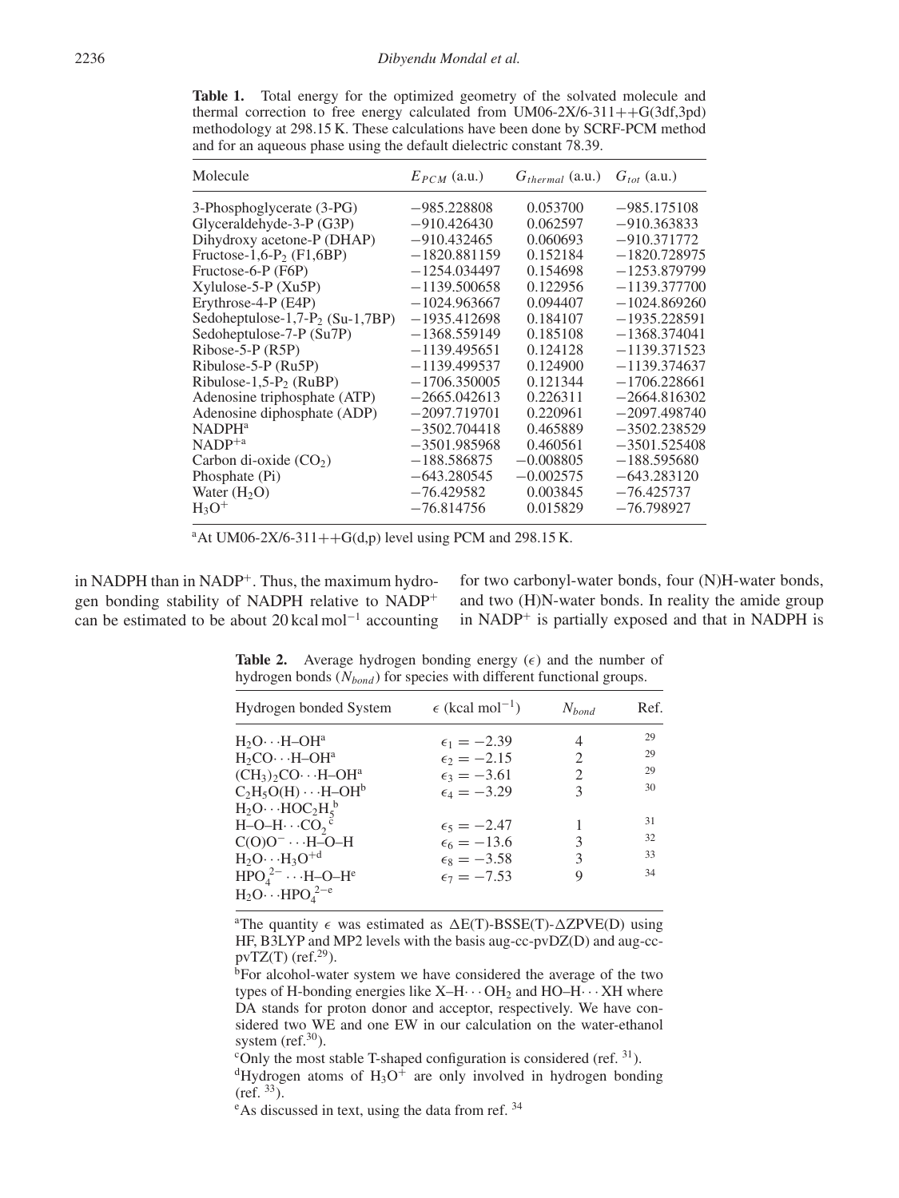**Table 1.** Total energy for the optimized geometry of the solvated molecule and thermal correction to free energy calculated from UM06-2X/6-311++G(3df,3pd) methodology at 298.15 K. These calculations have been done by SCRF-PCM method and for an aqueous phase using the default dielectric constant 78.39.

| Molecule | $E_{PCM}$ (a.u.) | $G_{thermal}$ (a.u.) | $G_{tot}$ (a.u.) |
|---|---|---|---|
| 3-Phosphoglycerate (3-PG) | −985.228808 | 0.053700 | −985.175108 |
| Glyceraldehyde-3-P (G3P) | −910.426430 | 0.062597 | −910.363833 |
| Dihydroxy acetone-P (DHAP) | −910.432465 | 0.060693 | −910.371772 |
| Fructose-1,6-$P_2$ (F1,6BP) | −1820.881159 | 0.152184 | −1820.728975 |
| Fructose-6-P (F6P) | −1254.034497 | 0.154698 | −1253.879799 |
| Xylulose-5-P (Xu5P) | −1139.500658 | 0.122956 | −1139.377700 |
| Erythrose-4-P (E4P) | −1024.963667 | 0.094407 | −1024.869260 |
| Sedoheptulose-1,7-$P_2$ (Su-1,7BP) | −1935.412698 | 0.184107 | −1935.228591 |
| Sedoheptulose-7-P (Su7P) | −1368.559149 | 0.185108 | −1368.374041 |
| Ribose-5-P (R5P) | −1139.495651 | 0.124128 | −1139.371523 |
| Ribulose-5-P (Ru5P) | −1139.499537 | 0.124900 | −1139.374637 |
| Ribulose-1,5-$P_2$ (RuBP) | −1706.350005 | 0.121344 | −1706.228661 |
| Adenosine triphosphate (ATP) | −2665.042613 | 0.226311 | −2664.816302 |
| Adenosine diphosphate (ADP) | −2097.719701 | 0.220961 | −2097.498740 |
| NADPH[a] | −3502.704418 | 0.465889 | −3502.238529 |
| $NADP^{+}$[a] | −3501.985968 | 0.460561 | −3501.525408 |
| Carbon di-oxide ($CO_2$) | −188.586875 | −0.008805 | −188.595680 |
| Phosphate (Pi) | −643.280545 | −0.002575 | −643.283120 |
| Water ($H_2O$) | −76.429582 | 0.003845 | −76.425737 |
| $H_3O^+$ | −76.814756 | 0.015829 | −76.798927 |

[a]At UM06-2X/6-311++G(d,p) level using PCM and 298.15 K.

in NADPH than in $NADP^+$. Thus, the maximum hydrogen bonding stability of NADPH relative to $NADP^+$ can be estimated to be about 20 kcal mol$^{-1}$ accounting for two carbonyl-water bonds, four (N)H-water bonds, and two (H)N-water bonds. In reality the amide group in $NADP^+$ is partially exposed and that in NADPH is

**Table 2.** Average hydrogen bonding energy ($\epsilon$) and the number of hydrogen bonds ($N_{bond}$) for species with different functional groups.

| Hydrogen bonded System | $\epsilon$ (kcal mol$^{-1}$) | $N_{bond}$ | Ref. |
|---|---|---|---|
| $H_2O\cdots H{-}OH$[a] | $\epsilon_1 = -2.39$ | 4 | 29 |
| $H_2CO\cdots H{-}OH$[a] | $\epsilon_2 = -2.15$ | 2 | 29 |
| $(CH_3)_2CO\cdots H{-}OH$[a] | $\epsilon_3 = -3.61$ | 2 | 29 |
| $C_2H_5O(H)\cdots H{-}OH$[b] $H_2O\cdots HOC_2H_5$[b] | $\epsilon_4 = -3.29$ | 3 | 30 |
| $H{-}O{-}H\cdots CO_2$[c] | $\epsilon_5 = -2.47$ | 1 | 31 |
| $C(O)O^-\cdots H{-}O{-}H$ | $\epsilon_6 = -13.6$ | 3 | 32 |
| $H_2O\cdots H_3O^+$[d] | $\epsilon_8 = -3.58$ | 3 | 33 |
| $HPO_4^{2-}\cdots H{-}O{-}H$[e] $H_2O\cdots HPO_4^{2-}$[e] | $\epsilon_7 = -7.53$ | 9 | 34 |

[a]The quantity $\epsilon$ was estimated as $\Delta$E(T)-BSSE(T)-$\Delta$ZPVE(D) using HF, B3LYP and MP2 levels with the basis aug-cc-pvDZ(D) and aug-cc-pvTZ(T) (ref.[29]).

[b]For alcohol-water system we have considered the average of the two types of H-bonding energies like X–H$\cdots$OH$_2$ and HO–H$\cdots$XH where DA stands for proton donor and acceptor, respectively. We have considered two WE and one EW in our calculation on the water-ethanol system (ref.[30]).

[c]Only the most stable T-shaped configuration is considered (ref. [31]).

[d]Hydrogen atoms of $H_3O^+$ are only involved in hydrogen bonding (ref. [33]).

[e]As discussed in text, using the data from ref. [34]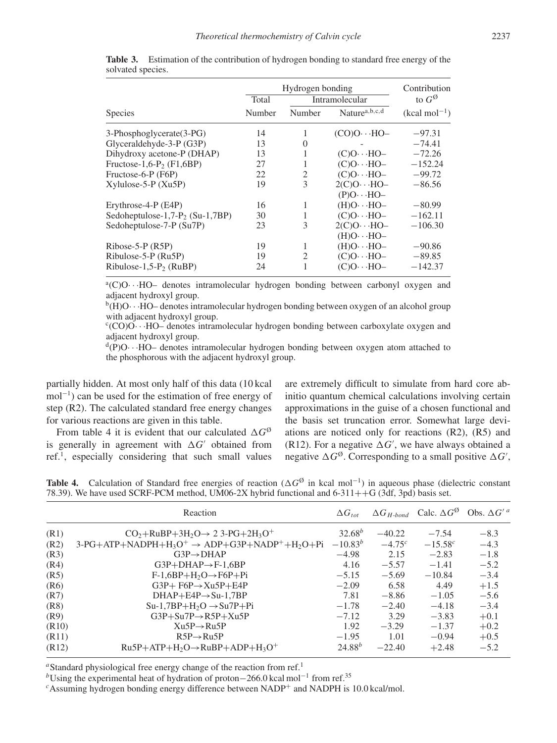**Table 3.** Estimation of the contribution of hydrogen bonding to standard free energy of the solvated species.

| Species | Hydrogen bonding Total Number | Intramolecular Number | Intramolecular Nature[a,b,c,d] | Contribution to $G^{\emptyset}$ (kcal mol$^{-1}$) |
|---|---|---|---|---|
| 3-Phosphoglycerate(3-PG) | 14 | 1 | (CO)O···HO– | −97.31 |
| Glyceraldehyde-3-P (G3P) | 13 | 0 | - | −74.41 |
| Dihydroxy acetone-P (DHAP) | 13 | 1 | (C)O···HO– | −72.26 |
| Fructose-1,6-P$_2$ (F1,6BP) | 27 | 1 | (C)O···HO– | −152.24 |
| Fructose-6-P (F6P) | 22 | 2 | (C)O···HO– | −99.72 |
| Xylulose-5-P (Xu5P) | 19 | 3 | 2(C)O···HO– (P)O···HO– | −86.56 |
| Erythrose-4-P (E4P) | 16 | 1 | (H)O···HO– | −80.99 |
| Sedoheptulose-1,7-P$_2$ (Su-1,7BP) | 30 | 1 | (C)O···HO– | −162.11 |
| Sedoheptulose-7-P (Su7P) | 23 | 3 | 2(C)O···HO– (H)O···HO– | −106.30 |
| Ribose-5-P (R5P) | 19 | 1 | (H)O···HO– | −90.86 |
| Ribulose-5-P (Ru5P) | 19 | 2 | (C)O···HO– | −89.85 |
| Ribulose-1,5-P$_2$ (RuBP) | 24 | 1 | (C)O···HO– | −142.37 |

[a](C)O···HO– denotes intramolecular hydrogen bonding between carbonyl oxygen and adjacent hydroxyl group.
[b](H)O···HO– denotes intramolecular hydrogen bonding between oxygen of an alcohol group with adjacent hydroxyl group.
[c](CO)O···HO– denotes intramolecular hydrogen bonding between carboxylate oxygen and adjacent hydroxyl group.
[d](P)O···HO– denotes intramolecular hydrogen bonding between oxygen atom attached to the phosphorous with the adjacent hydroxyl group.

partially hidden. At most only half of this data (10 kcal mol$^{-1}$) can be used for the estimation of free energy of step (R2). The calculated standard free energy changes for various reactions are given in this table.

From table 4 it is evident that our calculated $\Delta G^{\emptyset}$ is generally in agreement with $\Delta G'$ obtained from ref.[1], especially considering that such small values are extremely difficult to simulate from hard core ab-initio quantum chemical calculations involving certain approximations in the guise of a chosen functional and the basis set truncation error. Somewhat large deviations are noticed only for reactions (R2), (R5) and (R12). For a negative $\Delta G'$, we have always obtained a negative $\Delta G^{\emptyset}$. Corresponding to a small positive $\Delta G'$,

**Table 4.** Calculation of Standard free energies of reaction ($\Delta G^{\emptyset}$ in kcal mol$^{-1}$) in aqueous phase (dielectric constant 78.39). We have used SCRF-PCM method, UM06-2X hybrid functional and 6-311++G (3df, 3pd) basis set.

| | Reaction | $\Delta G_{tot}$ | $\Delta G_{H\text{-}bond}$ | Calc. $\Delta G^{\emptyset}$ | Obs. $\Delta G'$ [a] |
|---|---|---|---|---|---|
| (R1) | $CO_2$+RuBP+3$H_2O$→ 2 3-PG+2$H_3O^+$ | 32.68[b] | −40.22 | −7.54 | −8.3 |
| (R2) | 3-PG+ATP+NADPH+$H_3O^+$ → ADP+G3P+NADP$^+$+$H_2O$+Pi | −10.83[b] | −4.75[c] | −15.58[c] | −4.3 |
| (R3) | G3P→DHAP | −4.98 | 2.15 | −2.83 | −1.8 |
| (R4) | G3P+DHAP→F-1,6BP | 4.16 | −5.57 | −1.41 | −5.2 |
| (R5) | F-1,6BP+$H_2O$→F6P+Pi | −5.15 | −5.69 | −10.84 | −3.4 |
| (R6) | G3P+ F6P→Xu5P+E4P | −2.09 | 6.58 | 4.49 | +1.5 |
| (R7) | DHAP+E4P→Su-1,7BP | 7.81 | −8.86 | −1.05 | −5.6 |
| (R8) | Su-1,7BP+$H_2O$ →Su7P+Pi | −1.78 | −2.40 | −4.18 | −3.4 |
| (R9) | G3P+Su7P→R5P+Xu5P | −7.12 | 3.29 | −3.83 | +0.1 |
| (R10) | Xu5P→Ru5P | 1.92 | −3.29 | −1.37 | +0.2 |
| (R11) | R5P→Ru5P | −1.95 | 1.01 | −0.94 | +0.5 |
| (R12) | Ru5P+ATP+$H_2O$→RuBP+ADP+$H_3O^+$ | 24.88[b] | −22.40 | +2.48 | −5.2 |

[a]Standard physiological free energy change of the reaction from ref.[1]
[b]Using the experimental heat of hydration of proton −266.0 kcal mol$^{-1}$ from ref.[35]
[c]Assuming hydrogen bonding energy difference between NADP$^+$ and NADPH is 10.0 kcal/mol.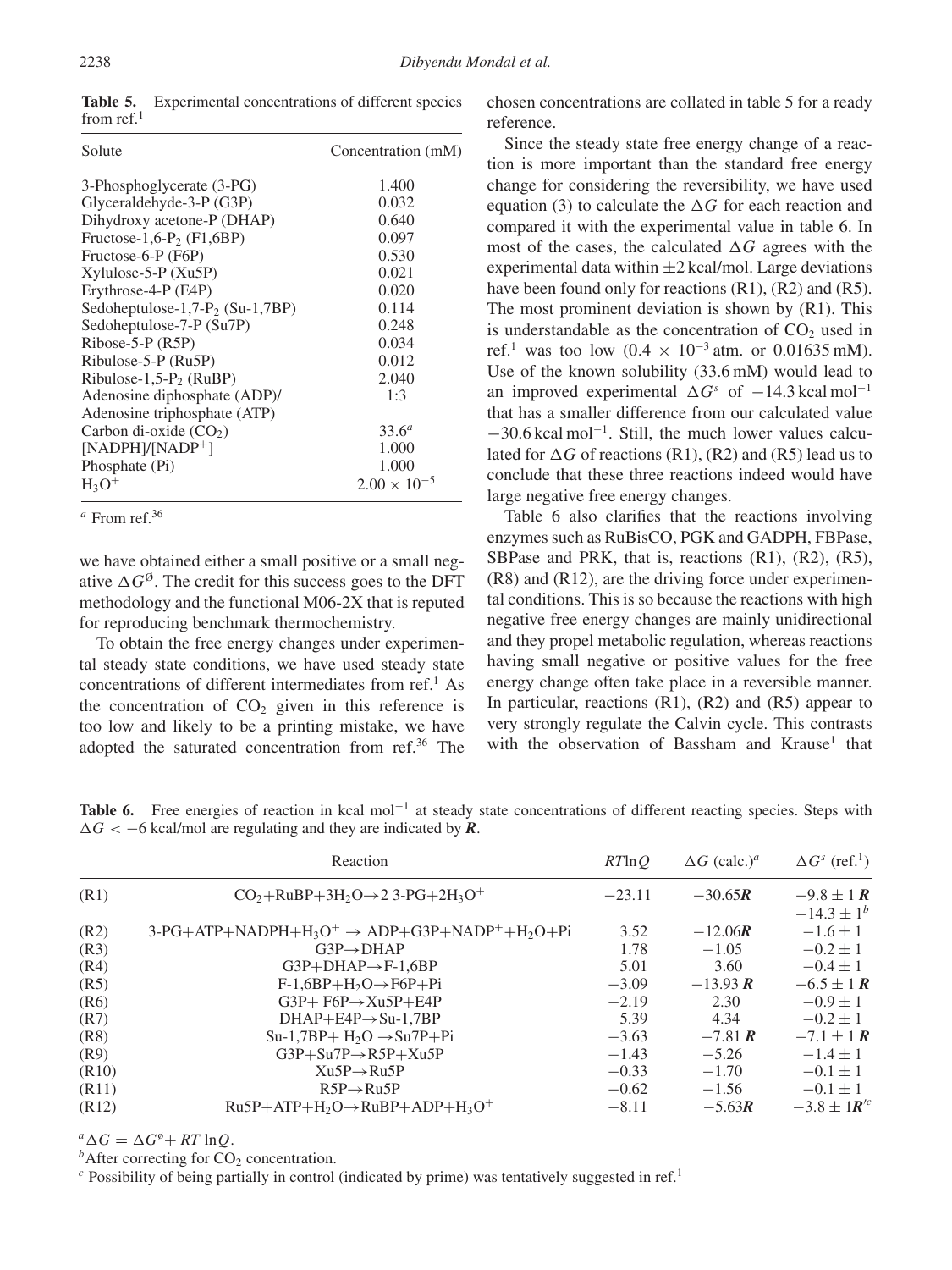**Table 5.** Experimental concentrations of different species from ref.[1]

| Solute | Concentration (mM) |
|---|---|
| 3-Phosphoglycerate (3-PG) | 1.400 |
| Glyceraldehyde-3-P (G3P) | 0.032 |
| Dihydroxy acetone-P (DHAP) | 0.640 |
| Fructose-1,6-$P_2$ (F1,6BP) | 0.097 |
| Fructose-6-P (F6P) | 0.530 |
| Xylulose-5-P (Xu5P) | 0.021 |
| Erythrose-4-P (E4P) | 0.020 |
| Sedoheptulose-1,7-$P_2$ (Su-1,7BP) | 0.114 |
| Sedoheptulose-7-P (Su7P) | 0.248 |
| Ribose-5-P (R5P) | 0.034 |
| Ribulose-5-P (Ru5P) | 0.012 |
| Ribulose-1,5-$P_2$ (RuBP) | 2.040 |
| Adenosine diphosphate (ADP)/ Adenosine triphosphate (ATP) | 1:3 |
| Carbon di-oxide ($CO_2$) | 33.6[a] |
| [NADPH]/[NADP$^+$] | 1.000 |
| Phosphate (Pi) | 1.000 |
| $H_3O^+$ | $2.00 \times 10^{-5}$ |

[a] From ref.[36]

we have obtained either a small positive or a small negative $\Delta G^{\emptyset}$. The credit for this success goes to the DFT methodology and the functional M06-2X that is reputed for reproducing benchmark thermochemistry.

To obtain the free energy changes under experimental steady state conditions, we have used steady state concentrations of different intermediates from ref.[1] As the concentration of $CO_2$ given in this reference is too low and likely to be a printing mistake, we have adopted the saturated concentration from ref.[36] The chosen concentrations are collated in table 5 for a ready reference.

Since the steady state free energy change of a reaction is more important than the standard free energy change for considering the reversibility, we have used equation (3) to calculate the $\Delta G$ for each reaction and compared it with the experimental value in table 6. In most of the cases, the calculated $\Delta G$ agrees with the experimental data within $\pm 2$ kcal/mol. Large deviations have been found only for reactions (R1), (R2) and (R5). The most prominent deviation is shown by (R1). This is understandable as the concentration of $CO_2$ used in ref.[1] was too low ($0.4 \times 10^{-3}$ atm. or 0.01635 mM). Use of the known solubility (33.6 mM) would lead to an improved experimental $\Delta G^s$ of $-14.3$ kcal mol$^{-1}$ that has a smaller difference from our calculated value $-30.6$ kcal mol$^{-1}$. Still, the much lower values calculated for $\Delta G$ of reactions (R1), (R2) and (R5) lead us to conclude that these three reactions indeed would have large negative free energy changes.

Table 6 also clarifies that the reactions involving enzymes such as RuBisCO, PGK and GADPH, FBPase, SBPase and PRK, that is, reactions (R1), (R2), (R5), (R8) and (R12), are the driving force under experimental conditions. This is so because the reactions with high negative free energy changes are mainly unidirectional and they propel metabolic regulation, whereas reactions having small negative or positive values for the free energy change often take place in a reversible manner. In particular, reactions (R1), (R2) and (R5) appear to very strongly regulate the Calvin cycle. This contrasts with the observation of Bassham and Krause[1] that

**Table 6.** Free energies of reaction in kcal mol$^{-1}$ at steady state concentrations of different reacting species. Steps with $\Delta G < -6$ kcal/mol are regulating and they are indicated by ***R***.

| | Reaction | $RT\ln Q$ | $\Delta G$ (calc.)[a] | $\Delta G^s$ (ref.[1]) |
|---|---|---|---|---|
| (R1) | $CO_2$+RuBP+3$H_2O$→2 3-PG+2$H_3O^+$ | −23.11 | −30.65***R*** | −9.8 ± 1 ***R*** <br> −14.3 ± 1[b] |
| (R2) | 3-PG+ATP+NADPH+$H_3O^+$ → ADP+G3P+NADP$^+$+$H_2O$+Pi | 3.52 | −12.06***R*** | −1.6 ± 1 |
| (R3) | G3P→DHAP | 1.78 | −1.05 | −0.2 ± 1 |
| (R4) | G3P+DHAP→F-1,6BP | 5.01 | 3.60 | −0.4 ± 1 |
| (R5) | F-1,6BP+$H_2O$→F6P+Pi | −3.09 | −13.93 ***R*** | −6.5 ± 1 ***R*** |
| (R6) | G3P+ F6P→Xu5P+E4P | −2.19 | 2.30 | −0.9 ± 1 |
| (R7) | DHAP+E4P→Su-1,7BP | 5.39 | 4.34 | −0.2 ± 1 |
| (R8) | Su-1,7BP+ $H_2O$ →Su7P+Pi | −3.63 | −7.81 ***R*** | −7.1 ± 1 ***R*** |
| (R9) | G3P+Su7P→R5P+Xu5P | −1.43 | −5.26 | −1.4 ± 1 |
| (R10) | Xu5P→Ru5P | −0.33 | −1.70 | −0.1 ± 1 |
| (R11) | R5P→Ru5P | −0.62 | −1.56 | −0.1 ± 1 |
| (R12) | Ru5P+ATP+$H_2O$→RuBP+ADP+$H_3O^+$ | −8.11 | −5.63***R*** | −3.8 ± 1***R***′[c] |

[a] $\Delta G = \Delta G^{\emptyset} + RT\ln Q$.
[b] After correcting for $CO_2$ concentration.
[c] Possibility of being partially in control (indicated by prime) was tentatively suggested in ref.[1]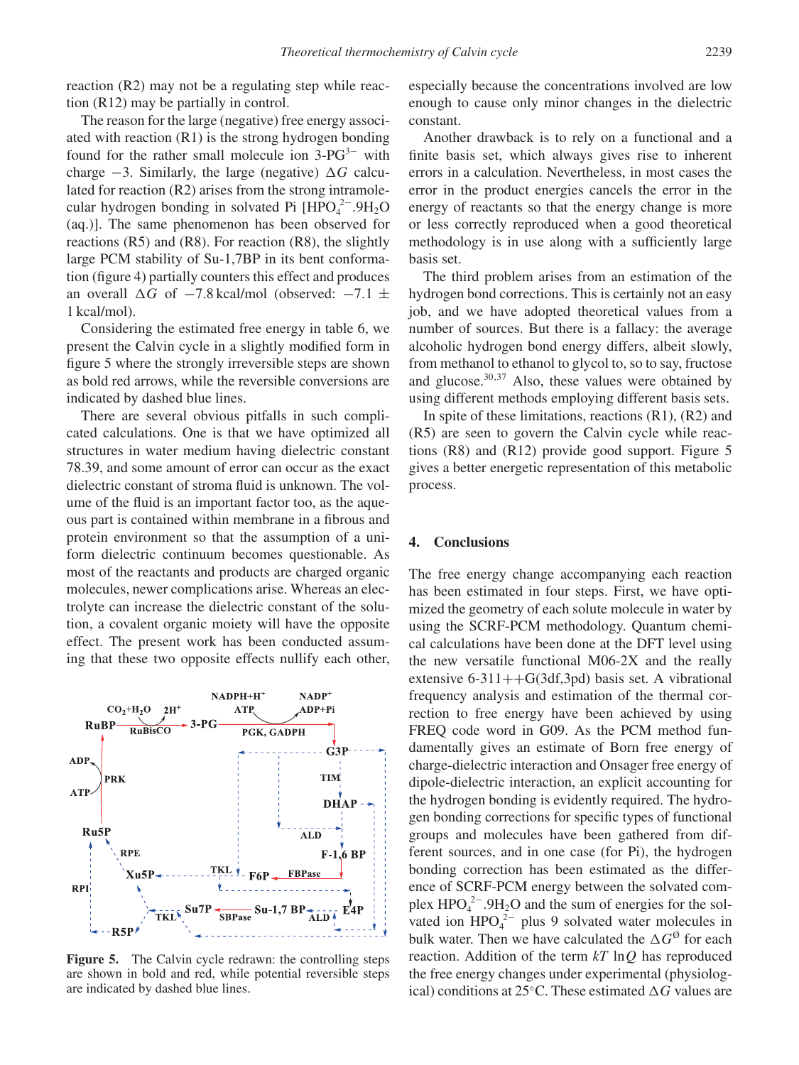reaction (R2) may not be a regulating step while reaction (R12) may be partially in control.

The reason for the large (negative) free energy associated with reaction (R1) is the strong hydrogen bonding found for the rather small molecule ion 3-PG$^{3-}$ with charge −3. Similarly, the large (negative) $\Delta G$ calculated for reaction (R2) arises from the strong intramolecular hydrogen bonding in solvated Pi [$HPO_4^{2-}.9H_2O$ (aq.)]. The same phenomenon has been observed for reactions (R5) and (R8). For reaction (R8), the slightly large PCM stability of Su-1,7BP in its bent conformation (figure 4) partially counters this effect and produces an overall $\Delta G$ of −7.8 kcal/mol (observed: −7.1 ± 1 kcal/mol).

Considering the estimated free energy in table 6, we present the Calvin cycle in a slightly modified form in figure 5 where the strongly irreversible steps are shown as bold red arrows, while the reversible conversions are indicated by dashed blue lines.

There are several obvious pitfalls in such complicated calculations. One is that we have optimized all structures in water medium having dielectric constant 78.39, and some amount of error can occur as the exact dielectric constant of stroma fluid is unknown. The volume of the fluid is an important factor too, as the aqueous part is contained within membrane in a fibrous and protein environment so that the assumption of a uniform dielectric continuum becomes questionable. As most of the reactants and products are charged organic molecules, newer complications arise. Whereas an electrolyte can increase the dielectric constant of the solution, a covalent organic moiety will have the opposite effect. The present work has been conducted assuming that these two opposite effects nullify each other,

**Figure 5.** The Calvin cycle redrawn: the controlling steps are shown in bold and red, while potential reversible steps are indicated by dashed blue lines.

especially because the concentrations involved are low enough to cause only minor changes in the dielectric constant.

Another drawback is to rely on a functional and a finite basis set, which always gives rise to inherent errors in a calculation. Nevertheless, in most cases the error in the product energies cancels the error in the energy of reactants so that the energy change is more or less correctly reproduced when a good theoretical methodology is in use along with a sufficiently large basis set.

The third problem arises from an estimation of the hydrogen bond corrections. This is certainly not an easy job, and we have adopted theoretical values from a number of sources. But there is a fallacy: the average alcoholic hydrogen bond energy differs, albeit slowly, from methanol to ethanol to glycol to, so to say, fructose and glucose.[30,37] Also, these values were obtained by using different methods employing different basis sets.

In spite of these limitations, reactions (R1), (R2) and (R5) are seen to govern the Calvin cycle while reactions (R8) and (R12) provide good support. Figure 5 gives a better energetic representation of this metabolic process.

## 4. Conclusions

The free energy change accompanying each reaction has been estimated in four steps. First, we have optimized the geometry of each solute molecule in water by using the SCRF-PCM methodology. Quantum chemical calculations have been done at the DFT level using the new versatile functional M06-2X and the really extensive 6-311++G(3df,3pd) basis set. A vibrational frequency analysis and estimation of the thermal correction to free energy have been achieved by using FREQ code word in G09. As the PCM method fundamentally gives an estimate of Born free energy of charge-dielectric interaction and Onsager free energy of dipole-dielectric interaction, an explicit accounting for the hydrogen bonding is evidently required. The hydrogen bonding corrections for specific types of functional groups and molecules have been gathered from different sources, and in one case (for Pi), the hydrogen bonding correction has been estimated as the difference of SCRF-PCM energy between the solvated complex $HPO_4^{2-}.9H_2O$ and the sum of energies for the solvated ion $HPO_4^{2-}$ plus 9 solvated water molecules in bulk water. Then we have calculated the $\Delta G^{\varnothing}$ for each reaction. Addition of the term $kT \ln Q$ has reproduced the free energy changes under experimental (physiological) conditions at 25°C. These estimated $\Delta G$ values are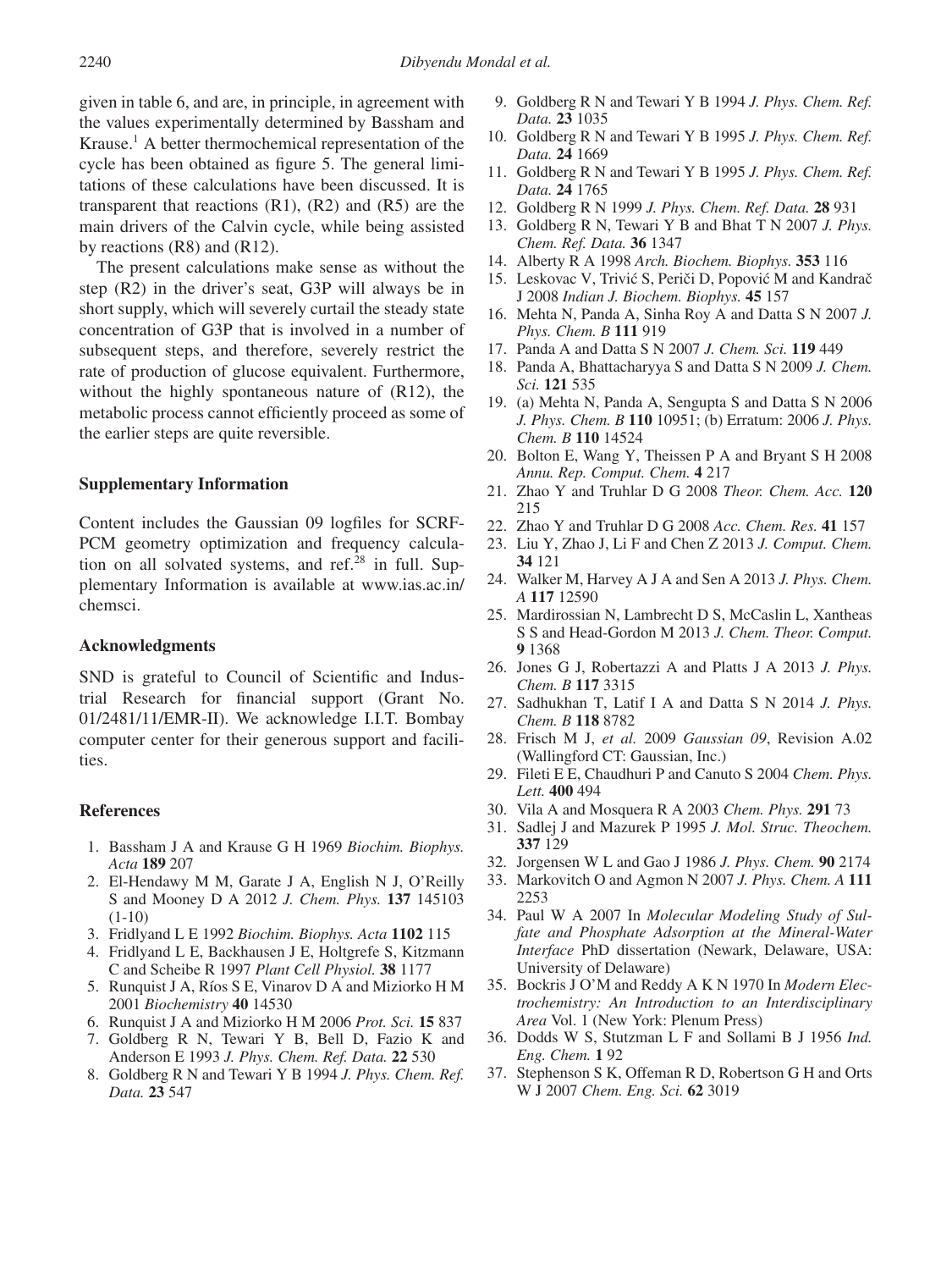given in table 6, and are, in principle, in agreement with the values experimentally determined by Bassham and Krause.[1] A better thermochemical representation of the cycle has been obtained as figure 5. The general limitations of these calculations have been discussed. It is transparent that reactions (R1), (R2) and (R5) are the main drivers of the Calvin cycle, while being assisted by reactions (R8) and (R12).

The present calculations make sense as without the step (R2) in the driver's seat, G3P will always be in short supply, which will severely curtail the steady state concentration of G3P that is involved in a number of subsequent steps, and therefore, severely restrict the rate of production of glucose equivalent. Furthermore, without the highly spontaneous nature of (R12), the metabolic process cannot efficiently proceed as some of the earlier steps are quite reversible.

## Supplementary Information

Content includes the Gaussian 09 logfiles for SCRF-PCM geometry optimization and frequency calculation on all solvated systems, and ref.[28] in full. Supplementary Information is available at www.ias.ac.in/chemsci.

## Acknowledgments

SND is grateful to Council of Scientific and Industrial Research for financial support (Grant No. 01/2481/11/EMR-II). We acknowledge I.I.T. Bombay computer center for their generous support and facilities.

## References

1. Bassham J A and Krause G H 1969 *Biochim. Biophys. Acta* **189** 207
2. El-Hendawy M M, Garate J A, English N J, O'Reilly S and Mooney D A 2012 *J. Chem. Phys.* **137** 145103 (1-10)
3. Fridlyand L E 1992 *Biochim. Biophys. Acta* **1102** 115
4. Fridlyand L E, Backhausen J E, Holtgrefe S, Kitzmann C and Scheibe R 1997 *Plant Cell Physiol.* **38** 1177
5. Runquist J A, Ríos S E, Vinarov D A and Miziorko H M 2001 *Biochemistry* **40** 14530
6. Runquist J A and Miziorko H M 2006 *Prot. Sci.* **15** 837
7. Goldberg R N, Tewari Y B, Bell D, Fazio K and Anderson E 1993 *J. Phys. Chem. Ref. Data.* **22** 530
8. Goldberg R N and Tewari Y B 1994 *J. Phys. Chem. Ref. Data.* **23** 547
9. Goldberg R N and Tewari Y B 1994 *J. Phys. Chem. Ref. Data.* **23** 1035
10. Goldberg R N and Tewari Y B 1995 *J. Phys. Chem. Ref. Data.* **24** 1669
11. Goldberg R N and Tewari Y B 1995 *J. Phys. Chem. Ref. Data.* **24** 1765
12. Goldberg R N 1999 *J. Phys. Chem. Ref. Data.* **28** 931
13. Goldberg R N, Tewari Y B and Bhat T N 2007 *J. Phys. Chem. Ref. Data.* **36** 1347
14. Alberty R A 1998 *Arch. Biochem. Biophys.* **353** 116
15. Leskovac V, Trivić S, Periči D, Popović M and Kandrač J 2008 *Indian J. Biochem. Biophys.* **45** 157
16. Mehta N, Panda A, Sinha Roy A and Datta S N 2007 *J. Phys. Chem. B* **111** 919
17. Panda A and Datta S N 2007 *J. Chem. Sci.* **119** 449
18. Panda A, Bhattacharyya S and Datta S N 2009 *J. Chem. Sci.* **121** 535
19. (a) Mehta N, Panda A, Sengupta S and Datta S N 2006 *J. Phys. Chem. B* **110** 10951; (b) Erratum: 2006 *J. Phys. Chem. B* **110** 14524
20. Bolton E, Wang Y, Theissen P A and Bryant S H 2008 *Annu. Rep. Comput. Chem.* **4** 217
21. Zhao Y and Truhlar D G 2008 *Theor. Chem. Acc.* **120** 215
22. Zhao Y and Truhlar D G 2008 *Acc. Chem. Res.* **41** 157
23. Liu Y, Zhao J, Li F and Chen Z 2013 *J. Comput. Chem.* **34** 121
24. Walker M, Harvey A J A and Sen A 2013 *J. Phys. Chem. A* **117** 12590
25. Mardirossian N, Lambrecht D S, McCaslin L, Xantheas S S and Head-Gordon M 2013 *J. Chem. Theor. Comput.* **9** 1368
26. Jones G J, Robertazzi A and Platts J A 2013 *J. Phys. Chem. B* **117** 3315
27. Sadhukhan T, Latif I A and Datta S N 2014 *J. Phys. Chem. B* **118** 8782
28. Frisch M J, *et al.* 2009 *Gaussian 09*, Revision A.02 (Wallingford CT: Gaussian, Inc.)
29. Fileti E E, Chaudhuri P and Canuto S 2004 *Chem. Phys. Lett.* **400** 494
30. Vila A and Mosquera R A 2003 *Chem. Phys.* **291** 73
31. Sadlej J and Mazurek P 1995 *J. Mol. Struc. Theochem.* **337** 129
32. Jorgensen W L and Gao J 1986 *J. Phys. Chem.* **90** 2174
33. Markovitch O and Agmon N 2007 *J. Phys. Chem. A* **111** 2253
34. Paul W A 2007 In *Molecular Modeling Study of Sulfate and Phosphate Adsorption at the Mineral-Water Interface* PhD dissertation (Newark, Delaware, USA: University of Delaware)
35. Bockris J O'M and Reddy A K N 1970 In *Modern Electrochemistry: An Introduction to an Interdisciplinary Area* Vol. 1 (New York: Plenum Press)
36. Dodds W S, Stutzman L F and Sollami B J 1956 *Ind. Eng. Chem.* **1** 92
37. Stephenson S K, Offeman R D, Robertson G H and Orts W J 2007 *Chem. Eng. Sci.* **62** 3019